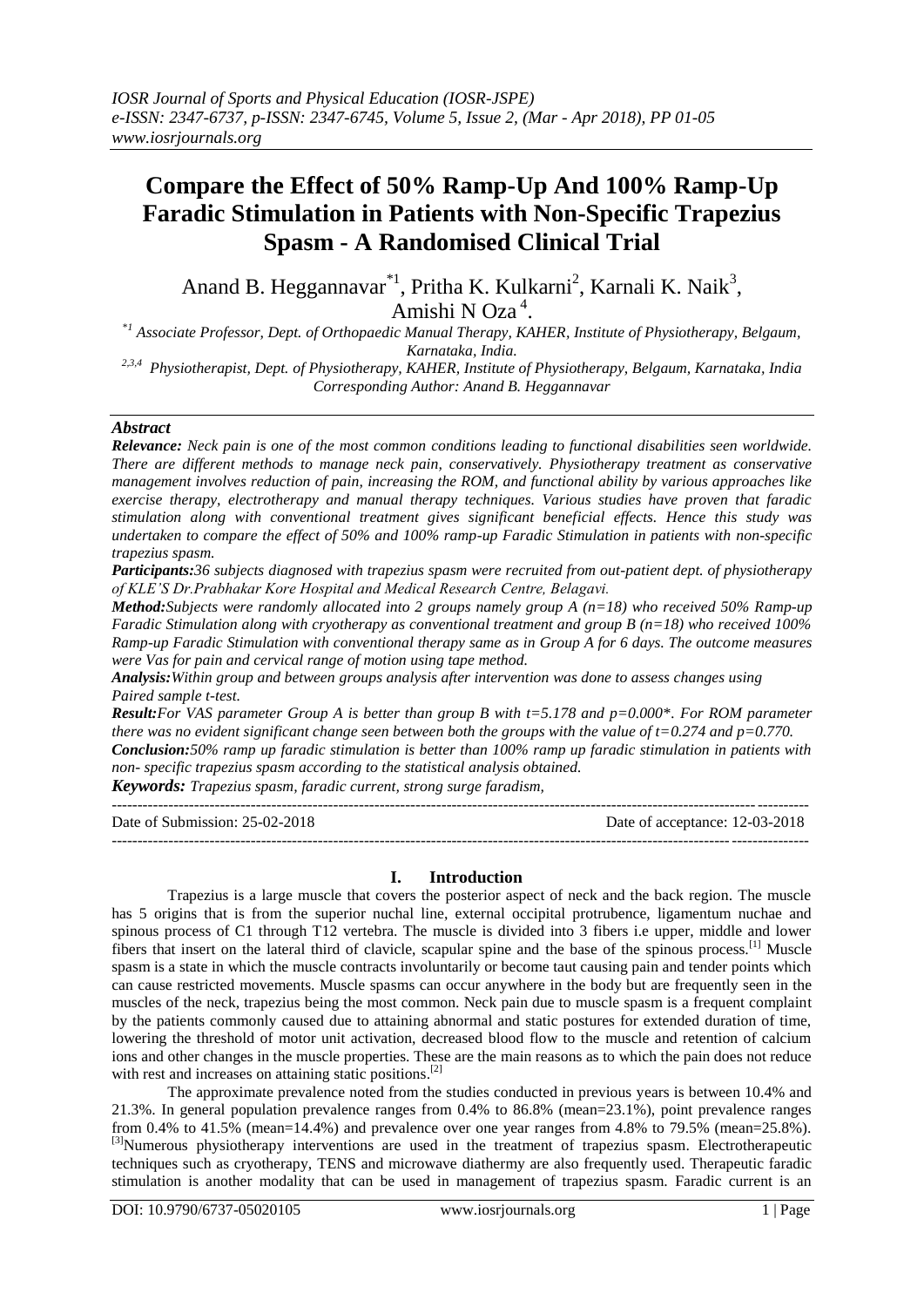# Compare the Effect of 50% Ramp-Up And 100% Ramp-Up Faradic Stimulation in Patients with Non-Specific Trapezius Spasm - A Randomised Clinical Trial

Anand B. Heggannavar[*1], Pritha K. Kulkarni[2], Karnali K. Naik[3], Amishi N Oza[4].

[*1] Associate Professor, Dept. of Orthopaedic Manual Therapy, KAHER, Institute of Physiotherapy, Belgaum, Karnataka, India.

[2,3,4] Physiotherapist, Dept. of Physiotherapy, KAHER, Institute of Physiotherapy, Belgaum, Karnataka, India

Corresponding Author: Anand B. Heggannavar

## *Abstract*

***Relevance:*** *Neck pain is one of the most common conditions leading to functional disabilities seen worldwide. There are different methods to manage neck pain, conservatively. Physiotherapy treatment as conservative management involves reduction of pain, increasing the ROM, and functional ability by various approaches like exercise therapy, electrotherapy and manual therapy techniques. Various studies have proven that faradic stimulation along with conventional treatment gives significant beneficial effects. Hence this study was undertaken to compare the effect of 50% and 100% ramp-up Faradic Stimulation in patients with non-specific trapezius spasm.*

***Participants:*** *36 subjects diagnosed with trapezius spasm were recruited from out-patient dept. of physiotherapy of KLE'S Dr.Prabhakar Kore Hospital and Medical Research Centre, Belagavi.*

***Method:*** *Subjects were randomly allocated into 2 groups namely group A (n=18) who received 50% Ramp-up Faradic Stimulation along with cryotherapy as conventional treatment and group B (n=18) who received 100% Ramp-up Faradic Stimulation with conventional therapy same as in Group A for 6 days. The outcome measures were Vas for pain and cervical range of motion using tape method.*

***Analysis:*** *Within group and between groups analysis after intervention was done to assess changes using Paired sample t-test.*

***Result:*** *For VAS parameter Group A is better than group B with t=5.178 and p=0.000\*. For ROM parameter there was no evident significant change seen between both the groups with the value of t=0.274 and p=0.770.*

***Conclusion:*** *50% ramp up faradic stimulation is better than 100% ramp up faradic stimulation in patients with non- specific trapezius spasm according to the statistical analysis obtained.*

***Keywords:*** *Trapezius spasm, faradic current, strong surge faradism,*

---

Date of Submission: 25-02-2018 | Date of acceptance: 12-03-2018

---

## I. Introduction

Trapezius is a large muscle that covers the posterior aspect of neck and the back region. The muscle has 5 origins that is from the superior nuchal line, external occipital protrubence, ligamentum nuchae and spinous process of C1 through T12 vertebra. The muscle is divided into 3 fibers i.e upper, middle and lower fibers that insert on the lateral third of clavicle, scapular spine and the base of the spinous process.[1] Muscle spasm is a state in which the muscle contracts involuntarily or become taut causing pain and tender points which can cause restricted movements. Muscle spasms can occur anywhere in the body but are frequently seen in the muscles of the neck, trapezius being the most common. Neck pain due to muscle spasm is a frequent complaint by the patients commonly caused due to attaining abnormal and static postures for extended duration of time, lowering the threshold of motor unit activation, decreased blood flow to the muscle and retention of calcium ions and other changes in the muscle properties. These are the main reasons as to which the pain does not reduce with rest and increases on attaining static positions.[2]

The approximate prevalence noted from the studies conducted in previous years is between 10.4% and 21.3%. In general population prevalence ranges from 0.4% to 86.8% (mean=23.1%), point prevalence ranges from 0.4% to 41.5% (mean=14.4%) and prevalence over one year ranges from 4.8% to 79.5% (mean=25.8%).[3]Numerous physiotherapy interventions are used in the treatment of trapezius spasm. Electrotherapeutic techniques such as cryotherapy, TENS and microwave diathermy are also frequently used. Therapeutic faradic stimulation is another modality that can be used in management of trapezius spasm. Faradic current is an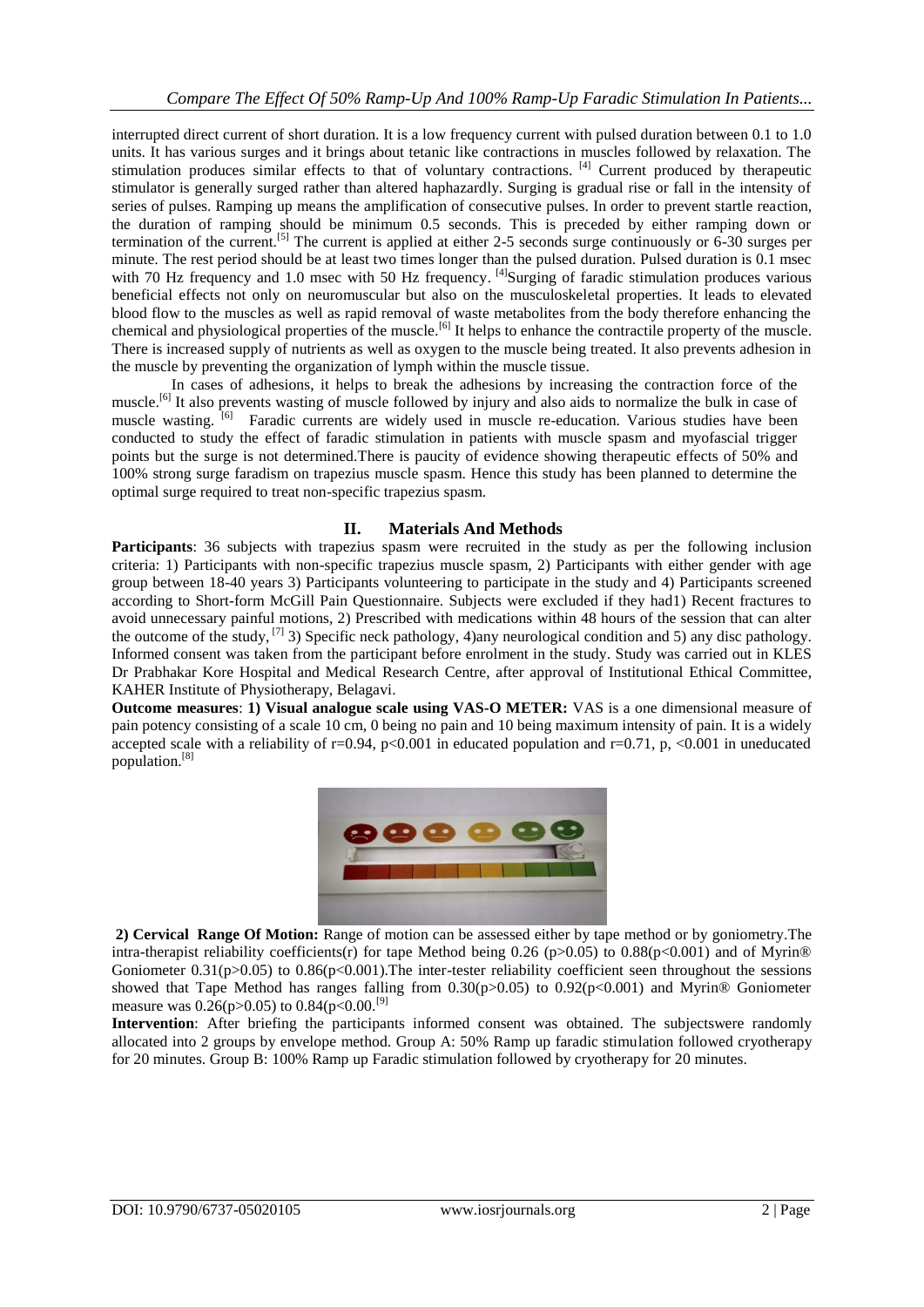interrupted direct current of short duration. It is a low frequency current with pulsed duration between 0.1 to 1.0 units. It has various surges and it brings about tetanic like contractions in muscles followed by relaxation. The stimulation produces similar effects to that of voluntary contractions. [4] Current produced by therapeutic stimulator is generally surged rather than altered haphazardly. Surging is gradual rise or fall in the intensity of series of pulses. Ramping up means the amplification of consecutive pulses. In order to prevent startle reaction, the duration of ramping should be minimum 0.5 seconds. This is preceded by either ramping down or termination of the current.[5] The current is applied at either 2-5 seconds surge continuously or 6-30 surges per minute. The rest period should be at least two times longer than the pulsed duration. Pulsed duration is 0.1 msec with 70 Hz frequency and 1.0 msec with 50 Hz frequency. [4]Surging of faradic stimulation produces various beneficial effects not only on neuromuscular but also on the musculoskeletal properties. It leads to elevated blood flow to the muscles as well as rapid removal of waste metabolites from the body therefore enhancing the chemical and physiological properties of the muscle.[6] It helps to enhance the contractile property of the muscle. There is increased supply of nutrients as well as oxygen to the muscle being treated. It also prevents adhesion in the muscle by preventing the organization of lymph within the muscle tissue.

In cases of adhesions, it helps to break the adhesions by increasing the contraction force of the muscle.[6] It also prevents wasting of muscle followed by injury and also aids to normalize the bulk in case of muscle wasting. [6] Faradic currents are widely used in muscle re-education. Various studies have been conducted to study the effect of faradic stimulation in patients with muscle spasm and myofascial trigger points but the surge is not determined.There is paucity of evidence showing therapeutic effects of 50% and 100% strong surge faradism on trapezius muscle spasm. Hence this study has been planned to determine the optimal surge required to treat non-specific trapezius spasm.

## II. Materials And Methods

**Participants**: 36 subjects with trapezius spasm were recruited in the study as per the following inclusion criteria: 1) Participants with non-specific trapezius muscle spasm, 2) Participants with either gender with age group between 18-40 years 3) Participants volunteering to participate in the study and 4) Participants screened according to Short-form McGill Pain Questionnaire. Subjects were excluded if they had1) Recent fractures to avoid unnecessary painful motions, 2) Prescribed with medications within 48 hours of the session that can alter the outcome of the study, [7] 3) Specific neck pathology, 4)any neurological condition and 5) any disc pathology. Informed consent was taken from the participant before enrolment in the study. Study was carried out in KLES Dr Prabhakar Kore Hospital and Medical Research Centre, after approval of Institutional Ethical Committee, KAHER Institute of Physiotherapy, Belagavi.

**Outcome measures**: **1) Visual analogue scale using VAS-O METER:** VAS is a one dimensional measure of pain potency consisting of a scale 10 cm, 0 being no pain and 10 being maximum intensity of pain. It is a widely accepted scale with a reliability of r=0.94, p<0.001 in educated population and r=0.71, p, <0.001 in uneducated population.[8]

**2) Cervical Range Of Motion:** Range of motion can be assessed either by tape method or by goniometry.The intra-therapist reliability coefficients(r) for tape Method being 0.26 (p>0.05) to 0.88(p<0.001) and of Myrin® Goniometer 0.31(p>0.05) to 0.86(p<0.001).The inter-tester reliability coefficient seen throughout the sessions showed that Tape Method has ranges falling from 0.30(p>0.05) to 0.92(p<0.001) and Myrin® Goniometer measure was 0.26(p>0.05) to 0.84(p<0.00.[9]

**Intervention**: After briefing the participants informed consent was obtained. The subjectswere randomly allocated into 2 groups by envelope method. Group A: 50% Ramp up faradic stimulation followed cryotherapy for 20 minutes. Group B: 100% Ramp up Faradic stimulation followed by cryotherapy for 20 minutes.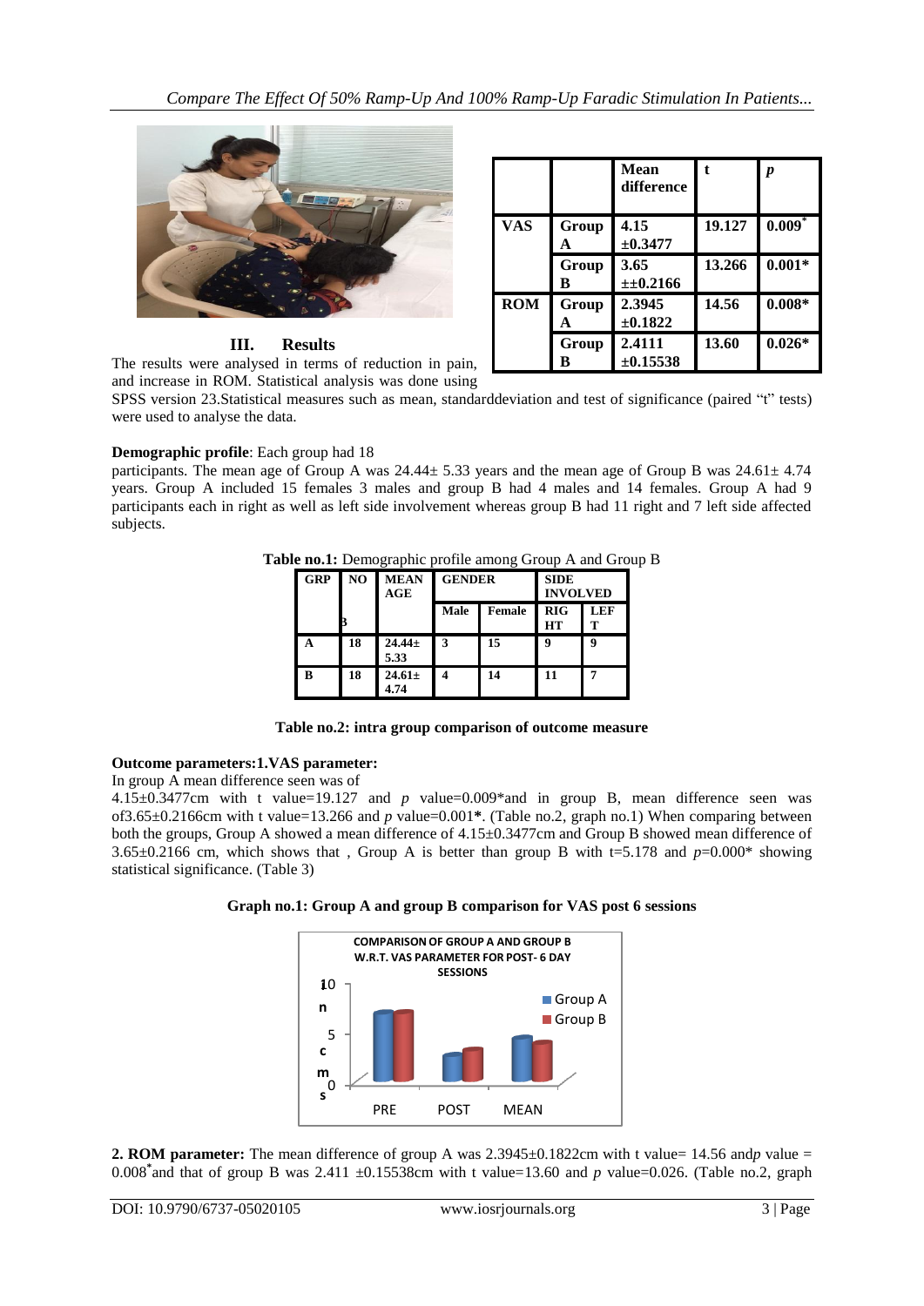| | | Mean difference | t | *p* |
|---|---|---|---|---|
| VAS | Group A | 4.15 ±0.3477 | 19.127 | 0.009* |
| | Group B | 3.65 ±±0.2166 | 13.266 | 0.001* |
| ROM | Group A | 2.3945 ±0.1822 | 14.56 | 0.008* |
| | Group B | 2.4111 ±0.15538 | 13.60 | 0.026* |

## III. Results

The results were analysed in terms of reduction in pain, and increase in ROM. Statistical analysis was done using SPSS version 23.Statistical measures such as mean, standarddeviation and test of significance (paired "t" tests) were used to analyse the data.

**Demographic profile**: Each group had 18 participants. The mean age of Group A was 24.44± 5.33 years and the mean age of Group B was 24.61± 4.74 years. Group A included 15 females 3 males and group B had 4 males and 14 females. Group A had 9 participants each in right as well as left side involvement whereas group B had 11 right and 7 left side affected subjects.

**Table no.1:** Demographic profile among Group A and Group B

| GRP | NO | MEAN AGE | GENDER | | SIDE INVOLVED | |
|---|---|---|---|---|---|---|
| | | | Male | Female | RIGHT | LEFT |
| A | 18 | 24.44± 5.33 | 3 | 15 | 9 | 9 |
| B | 18 | 24.61± 4.74 | 4 | 14 | 11 | 7 |

**Table no.2: intra group comparison of outcome measure**

**Outcome parameters:1.VAS parameter:**

In group A mean difference seen was of 4.15±0.3477cm with t value=19.127 and *p* value=0.009*and in group B, mean difference seen was of3.65±0.2166cm with t value=13.266 and *p* value=0.001**\***. (Table no.2, graph no.1) When comparing between both the groups, Group A showed a mean difference of 4.15±0.3477cm and Group B showed mean difference of 3.65±0.2166 cm, which shows that , Group A is better than group B with t=5.178 and *p*=0.000* showing statistical significance. (Table 3)

**Graph no.1: Group A and group B comparison for VAS post 6 sessions**

**2. ROM parameter:** The mean difference of group A was 2.3945±0.1822cm with t value= 14.56 and*p* value = 0.008*and that of group B was 2.411 ±0.15538cm with t value=13.60 and *p* value=0.026. (Table no.2, graph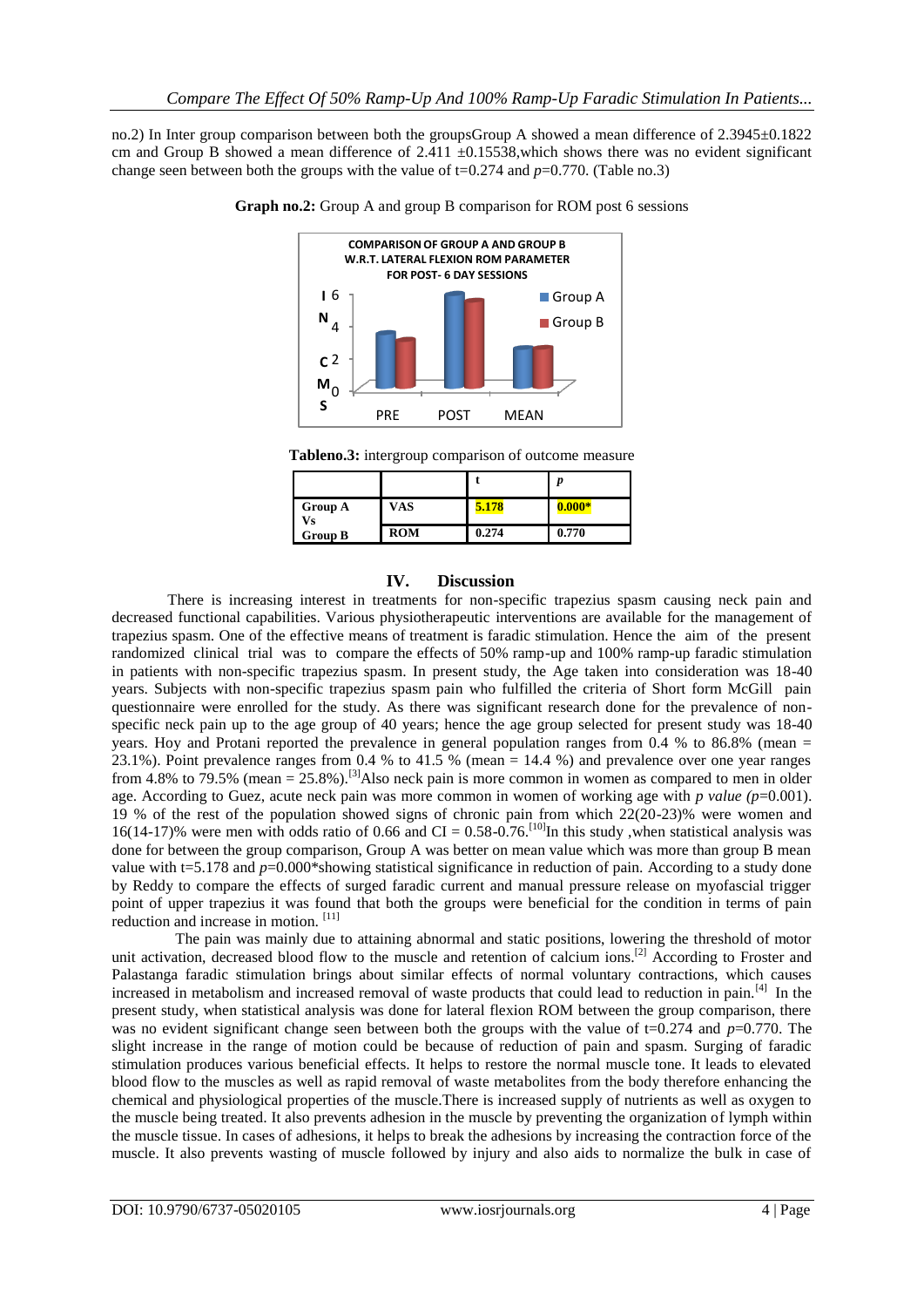no.2) In Inter group comparison between both the groupsGroup A showed a mean difference of 2.3945±0.1822 cm and Group B showed a mean difference of 2.411 ±0.15538,which shows there was no evident significant change seen between both the groups with the value of t=0.274 and *p*=0.770. (Table no.3)

**Graph no.2:** Group A and group B comparison for ROM post 6 sessions

**Tableno.3:** intergroup comparison of outcome measure

| | | t | *p* |
|---|---|---|---|
| Group A Vs Group B | VAS | 5.178 | 0.000* |
| | ROM | 0.274 | 0.770 |

## IV. Discussion

There is increasing interest in treatments for non-specific trapezius spasm causing neck pain and decreased functional capabilities. Various physiotherapeutic interventions are available for the management of trapezius spasm. One of the effective means of treatment is faradic stimulation. Hence the aim of the present randomized clinical trial was to compare the effects of 50% ramp-up and 100% ramp-up faradic stimulation in patients with non-specific trapezius spasm. In present study, the Age taken into consideration was 18-40 years. Subjects with non-specific trapezius spasm pain who fulfilled the criteria of Short form McGill pain questionnaire were enrolled for the study. As there was significant research done for the prevalence of non-specific neck pain up to the age group of 40 years; hence the age group selected for present study was 18-40 years. Hoy and Protani reported the prevalence in general population ranges from 0.4 % to 86.8% (mean = 23.1%). Point prevalence ranges from 0.4 % to 41.5 % (mean = 14.4 %) and prevalence over one year ranges from 4.8% to 79.5% (mean = 25.8%).[3]Also neck pain is more common in women as compared to men in older age. According to Guez, acute neck pain was more common in women of working age with *p value (p*=0.001). 19 % of the rest of the population showed signs of chronic pain from which 22(20-23)% were women and 16(14-17)% were men with odds ratio of 0.66 and CI = 0.58-0.76.[10]In this study ,when statistical analysis was done for between the group comparison, Group A was better on mean value which was more than group B mean value with t=5.178 and *p*=0.000*showing statistical significance in reduction of pain. According to a study done by Reddy to compare the effects of surged faradic current and manual pressure release on myofascial trigger point of upper trapezius it was found that both the groups were beneficial for the condition in terms of pain reduction and increase in motion. [11]

The pain was mainly due to attaining abnormal and static positions, lowering the threshold of motor unit activation, decreased blood flow to the muscle and retention of calcium ions.[2] According to Froster and Palastanga faradic stimulation brings about similar effects of normal voluntary contractions, which causes increased in metabolism and increased removal of waste products that could lead to reduction in pain.[4] In the present study, when statistical analysis was done for lateral flexion ROM between the group comparison, there was no evident significant change seen between both the groups with the value of t=0.274 and *p*=0.770. The slight increase in the range of motion could be because of reduction of pain and spasm. Surging of faradic stimulation produces various beneficial effects. It helps to restore the normal muscle tone. It leads to elevated blood flow to the muscles as well as rapid removal of waste metabolites from the body therefore enhancing the chemical and physiological properties of the muscle.There is increased supply of nutrients as well as oxygen to the muscle being treated. It also prevents adhesion in the muscle by preventing the organization of lymph within the muscle tissue. In cases of adhesions, it helps to break the adhesions by increasing the contraction force of the muscle. It also prevents wasting of muscle followed by injury and also aids to normalize the bulk in case of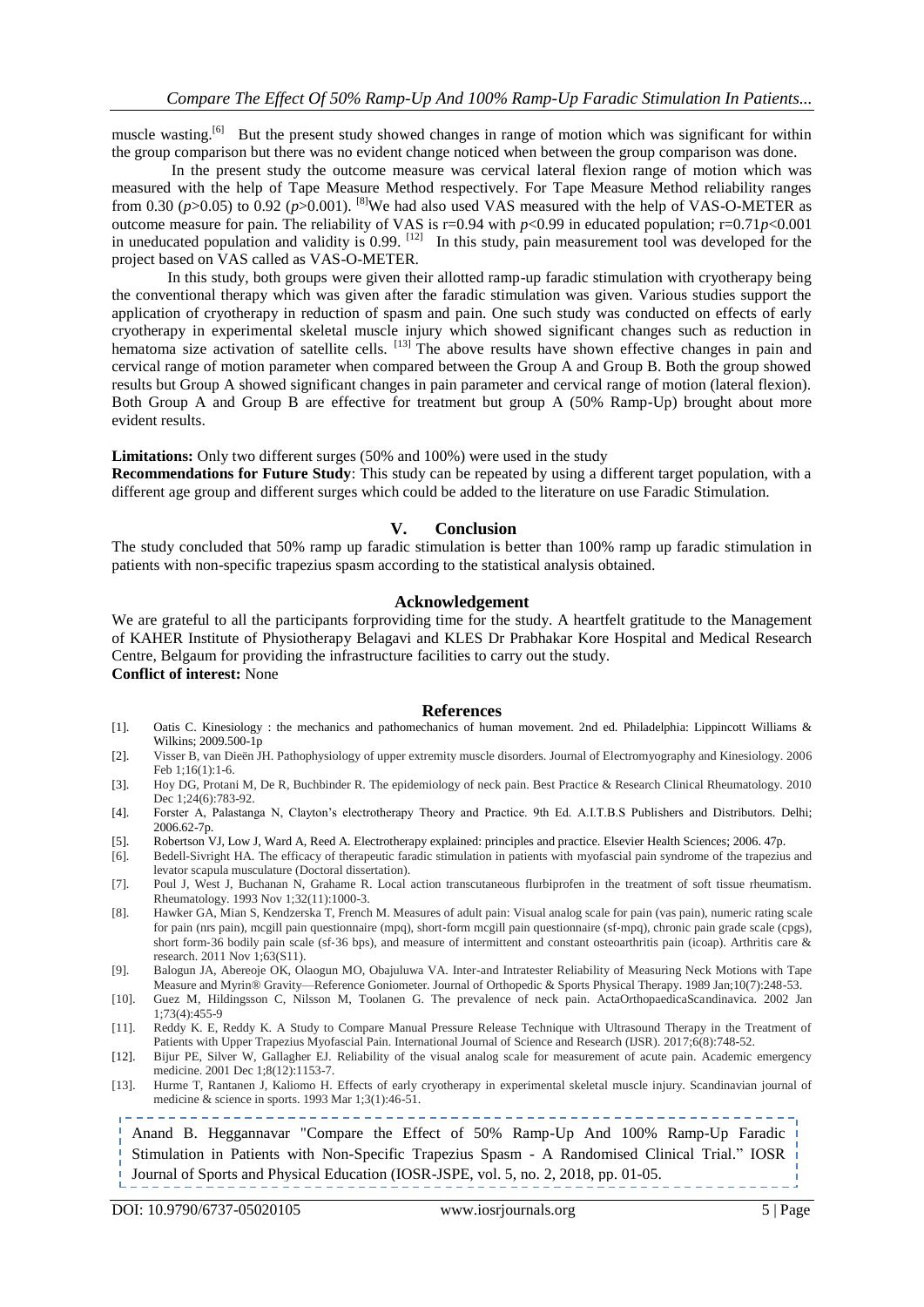muscle wasting.[6] But the present study showed changes in range of motion which was significant for within the group comparison but there was no evident change noticed when between the group comparison was done.

In the present study the outcome measure was cervical lateral flexion range of motion which was measured with the help of Tape Measure Method respectively. For Tape Measure Method reliability ranges from 0.30 ($p>0.05$) to 0.92 ($p>0.001$). [8]We had also used VAS measured with the help of VAS-O-METER as outcome measure for pain. The reliability of VAS is r=0.94 with $p<0.99$ in educated population; r=0.71$p<0.001$ in uneducated population and validity is 0.99. [12] In this study, pain measurement tool was developed for the project based on VAS called as VAS-O-METER.

In this study, both groups were given their allotted ramp-up faradic stimulation with cryotherapy being the conventional therapy which was given after the faradic stimulation was given. Various studies support the application of cryotherapy in reduction of spasm and pain. One such study was conducted on effects of early cryotherapy in experimental skeletal muscle injury which showed significant changes such as reduction in hematoma size activation of satellite cells. [13] The above results have shown effective changes in pain and cervical range of motion parameter when compared between the Group A and Group B. Both the group showed results but Group A showed significant changes in pain parameter and cervical range of motion (lateral flexion). Both Group A and Group B are effective for treatment but group A (50% Ramp-Up) brought about more evident results.

**Limitations:** Only two different surges (50% and 100%) were used in the study

**Recommendations for Future Study**: This study can be repeated by using a different target population, with a different age group and different surges which could be added to the literature on use Faradic Stimulation.

## V. Conclusion

The study concluded that 50% ramp up faradic stimulation is better than 100% ramp up faradic stimulation in patients with non-specific trapezius spasm according to the statistical analysis obtained.

## Acknowledgement

We are grateful to all the participants forproviding time for the study. A heartfelt gratitude to the Management of KAHER Institute of Physiotherapy Belagavi and KLES Dr Prabhakar Kore Hospital and Medical Research Centre, Belgaum for providing the infrastructure facilities to carry out the study.

**Conflict of interest:** None

## References

[1]. Oatis C. Kinesiology : the mechanics and pathomechanics of human movement. 2nd ed. Philadelphia: Lippincott Williams & Wilkins; 2009.500-1p

[2]. Visser B, van Dieën JH. Pathophysiology of upper extremity muscle disorders. Journal of Electromyography and Kinesiology. 2006 Feb 1;16(1):1-6.

[3]. Hoy DG, Protani M, De R, Buchbinder R. The epidemiology of neck pain. Best Practice & Research Clinical Rheumatology. 2010 Dec 1;24(6):783-92.

[4]. Forster A, Palastanga N, Clayton's electrotherapy Theory and Practice. 9th Ed. A.I.T.B.S Publishers and Distributors. Delhi; 2006.62-7p.

[5]. Robertson VJ, Low J, Ward A, Reed A. Electrotherapy explained: principles and practice. Elsevier Health Sciences; 2006. 47p.

[6]. Bedell-Sivright HA. The efficacy of therapeutic faradic stimulation in patients with myofascial pain syndrome of the trapezius and levator scapula musculature (Doctoral dissertation).

[7]. Poul J, West J, Buchanan N, Grahame R. Local action transcutaneous flurbiprofen in the treatment of soft tissue rheumatism. Rheumatology. 1993 Nov 1;32(11):1000-3.

[8]. Hawker GA, Mian S, Kendzerska T, French M. Measures of adult pain: Visual analog scale for pain (vas pain), numeric rating scale for pain (nrs pain), mcgill pain questionnaire (mpq), short-form mcgill pain questionnaire (sf-mpq), chronic pain grade scale (cpgs), short form-36 bodily pain scale (sf-36 bps), and measure of intermittent and constant osteoarthritis pain (icoap). Arthritis care & research. 2011 Nov 1;63(S11).

[9]. Balogun JA, Abereoje OK, Olaogun MO, Obajuluwa VA. Inter-and Intratester Reliability of Measuring Neck Motions with Tape Measure and Myrin® Gravity—Reference Goniometer. Journal of Orthopedic & Sports Physical Therapy. 1989 Jan;10(7):248-53.

[10]. Guez M, Hildingsson C, Nilsson M, Toolanen G. The prevalence of neck pain. ActaOrthopaedicaScandinavica. 2002 Jan 1;73(4):455-9

[11]. Reddy K. E, Reddy K. A Study to Compare Manual Pressure Release Technique with Ultrasound Therapy in the Treatment of Patients with Upper Trapezius Myofascial Pain. International Journal of Science and Research (IJSR). 2017;6(8):748-52.

[12]. Bijur PE, Silver W, Gallagher EJ. Reliability of the visual analog scale for measurement of acute pain. Academic emergency medicine. 2001 Dec 1;8(12):1153-7.

[13]. Hurme T, Rantanen J, Kaliomo H. Effects of early cryotherapy in experimental skeletal muscle injury. Scandinavian journal of medicine & science in sports. 1993 Mar 1;3(1):46-51.

Anand B. Heggannavar "Compare the Effect of 50% Ramp-Up And 100% Ramp-Up Faradic Stimulation in Patients with Non-Specific Trapezius Spasm - A Randomised Clinical Trial." IOSR Journal of Sports and Physical Education (IOSR-JSPE, vol. 5, no. 2, 2018, pp. 01-05.